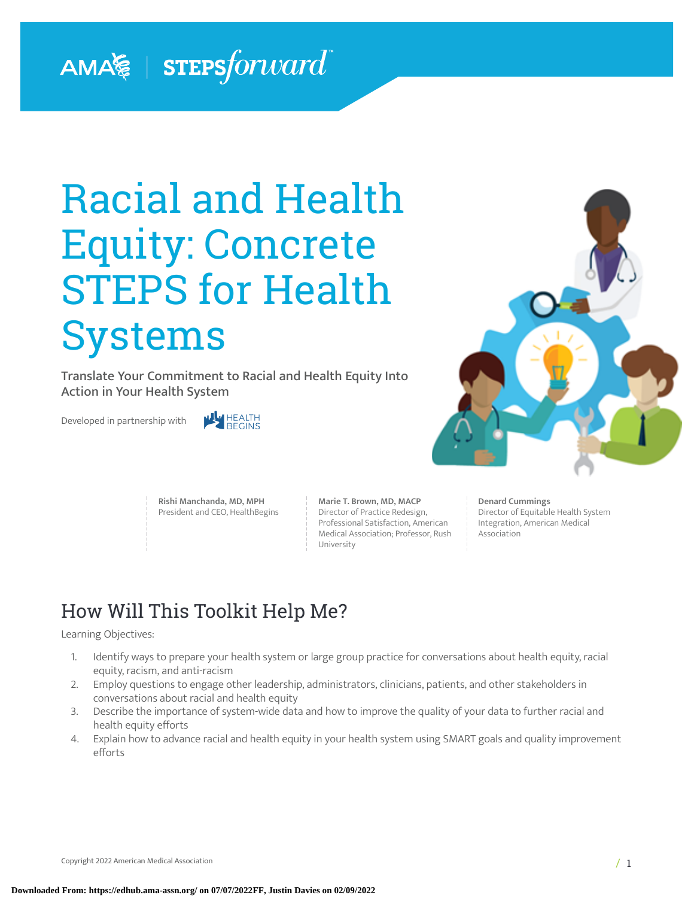AMA | STEPSforward™

# Racial and Health Equity: Concrete STEPS for Health Systems

**Translate Your Commitment to Racial and Health Equity Into Action in Your Health System**

Developed in partnership with HEALTH BEGINS

**Rishi Manchanda, MD, MPH**
President and CEO, HealthBegins

**Marie T. Brown, MD, MACP**
Director of Practice Redesign, Professional Satisfaction, American Medical Association; Professor, Rush University

**Denard Cummings**
Director of Equitable Health System Integration, American Medical Association

## How Will This Toolkit Help Me?

Learning Objectives:

1. Identify ways to prepare your health system or large group practice for conversations about health equity, racial equity, racism, and anti-racism
2. Employ questions to engage other leadership, administrators, clinicians, patients, and other stakeholders in conversations about racial and health equity
3. Describe the importance of system-wide data and how to improve the quality of your data to further racial and health equity efforts
4. Explain how to advance racial and health equity in your health system using SMART goals and quality improvement efforts

Copyright 2022 American Medical Association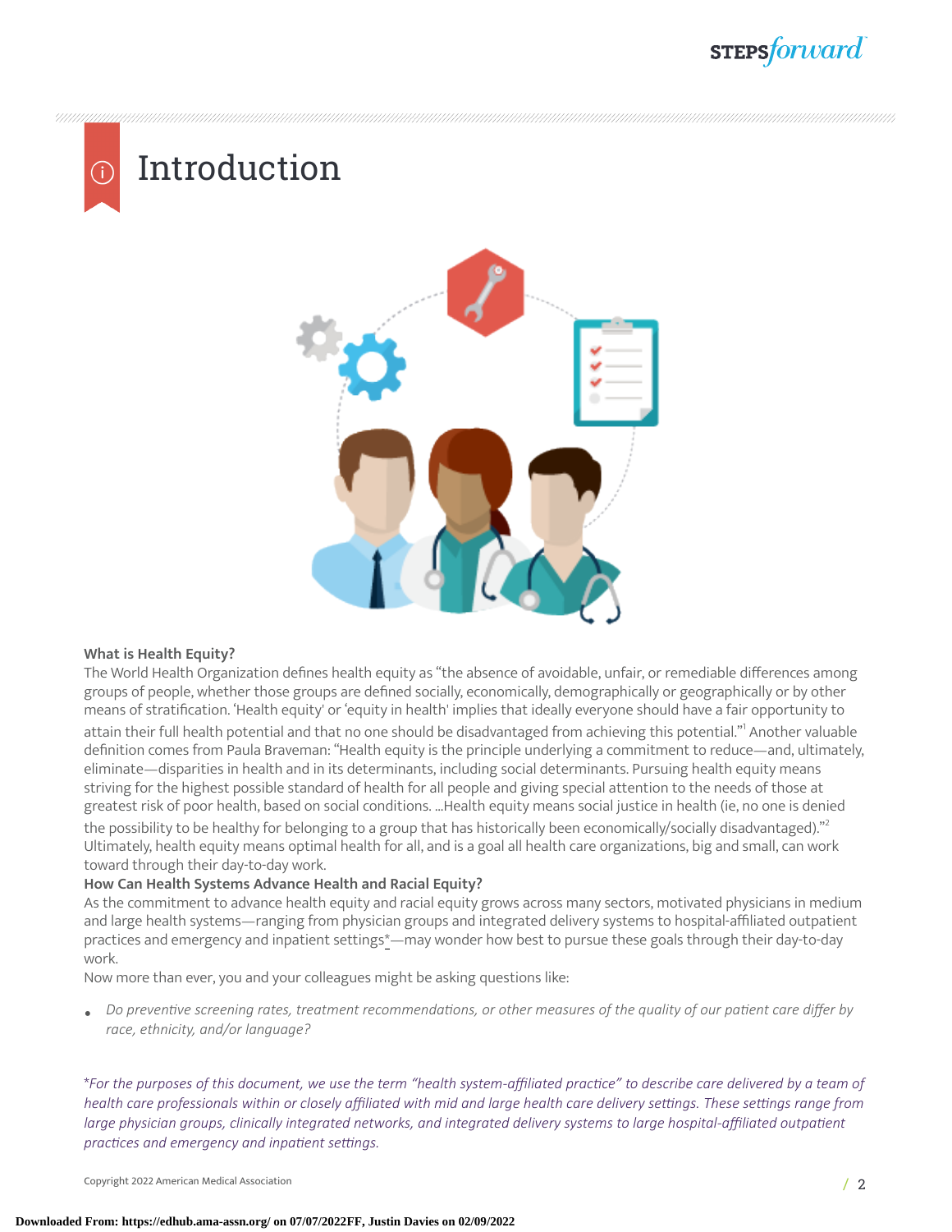# Introduction

**What is Health Equity?**

The World Health Organization defines health equity as "the absence of avoidable, unfair, or remediable differences among groups of people, whether those groups are defined socially, economically, demographically or geographically or by other means of stratification. 'Health equity' or 'equity in health' implies that ideally everyone should have a fair opportunity to attain their full health potential and that no one should be disadvantaged from achieving this potential."[1] Another valuable definition comes from Paula Braveman: "Health equity is the principle underlying a commitment to reduce—and, ultimately, eliminate—disparities in health and in its determinants, including social determinants. Pursuing health equity means striving for the highest possible standard of health for all people and giving special attention to the needs of those at greatest risk of poor health, based on social conditions. ...Health equity means social justice in health (ie, no one is denied the possibility to be healthy for belonging to a group that has historically been economically/socially disadvantaged)."[2] Ultimately, health equity means optimal health for all, and is a goal all health care organizations, big and small, can work toward through their day-to-day work.

**How Can Health Systems Advance Health and Racial Equity?**

As the commitment to advance health equity and racial equity grows across many sectors, motivated physicians in medium and large health systems—ranging from physician groups and integrated delivery systems to hospital-affiliated outpatient practices and emergency and inpatient settings*—may wonder how best to pursue these goals through their day-to-day work.

Now more than ever, you and your colleagues might be asking questions like:

- *Do preventive screening rates, treatment recommendations, or other measures of the quality of our patient care differ by race, ethnicity, and/or language?*

*\*For the purposes of this document, we use the term "health system-affiliated practice" to describe care delivered by a team of health care professionals within or closely affiliated with mid and large health care delivery settings. These settings range from large physician groups, clinically integrated networks, and integrated delivery systems to large hospital-affiliated outpatient practices and emergency and inpatient settings.*

Copyright 2022 American Medical Association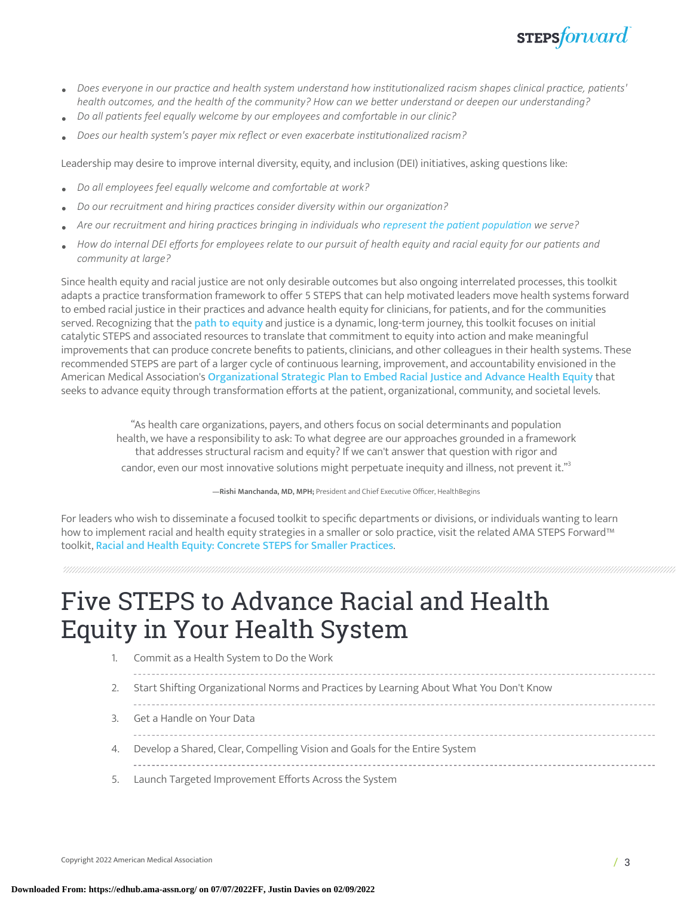- *Does everyone in our practice and health system understand how institutionalized racism shapes clinical practice, patients' health outcomes, and the health of the community? How can we better understand or deepen our understanding?*
- *Do all patients feel equally welcome by our employees and comfortable in our clinic?*
- *Does our health system's payer mix reflect or even exacerbate institutionalized racism?*

Leadership may desire to improve internal diversity, equity, and inclusion (DEI) initiatives, asking questions like:

- *Do all employees feel equally welcome and comfortable at work?*
- *Do our recruitment and hiring practices consider diversity within our organization?*
- *Are our recruitment and hiring practices bringing in individuals who represent the patient population we serve?*
- *How do internal DEI efforts for employees relate to our pursuit of health equity and racial equity for our patients and community at large?*

Since health equity and racial justice are not only desirable outcomes but also ongoing interrelated processes, this toolkit adapts a practice transformation framework to offer 5 STEPS that can help motivated leaders move health systems forward to embed racial justice in their practices and advance health equity for clinicians, for patients, and for the communities served. Recognizing that the **path to equity** and justice is a dynamic, long-term journey, this toolkit focuses on initial catalytic STEPS and associated resources to translate that commitment to equity into action and make meaningful improvements that can produce concrete benefits to patients, clinicians, and other colleagues in their health systems. These recommended STEPS are part of a larger cycle of continuous learning, improvement, and accountability envisioned in the American Medical Association's **Organizational Strategic Plan to Embed Racial Justice and Advance Health Equity** that seeks to advance equity through transformation efforts at the patient, organizational, community, and societal levels.

> "As health care organizations, payers, and others focus on social determinants and population health, we have a responsibility to ask: To what degree are our approaches grounded in a framework that addresses structural racism and equity? If we can't answer that question with rigor and candor, even our most innovative solutions might perpetuate inequity and illness, not prevent it."[3]
>
> **—Rishi Manchanda, MD, MPH;** President and Chief Executive Officer, HealthBegins

For leaders who wish to disseminate a focused toolkit to specific departments or divisions, or individuals wanting to learn how to implement racial and health equity strategies in a smaller or solo practice, visit the related AMA STEPS Forward™ toolkit, **Racial and Health Equity: Concrete STEPS for Smaller Practices**.

# Five STEPS to Advance Racial and Health Equity in Your Health System

1. Commit as a Health System to Do the Work
2. Start Shifting Organizational Norms and Practices by Learning About What You Don't Know
3. Get a Handle on Your Data
4. Develop a Shared, Clear, Compelling Vision and Goals for the Entire System
5. Launch Targeted Improvement Efforts Across the System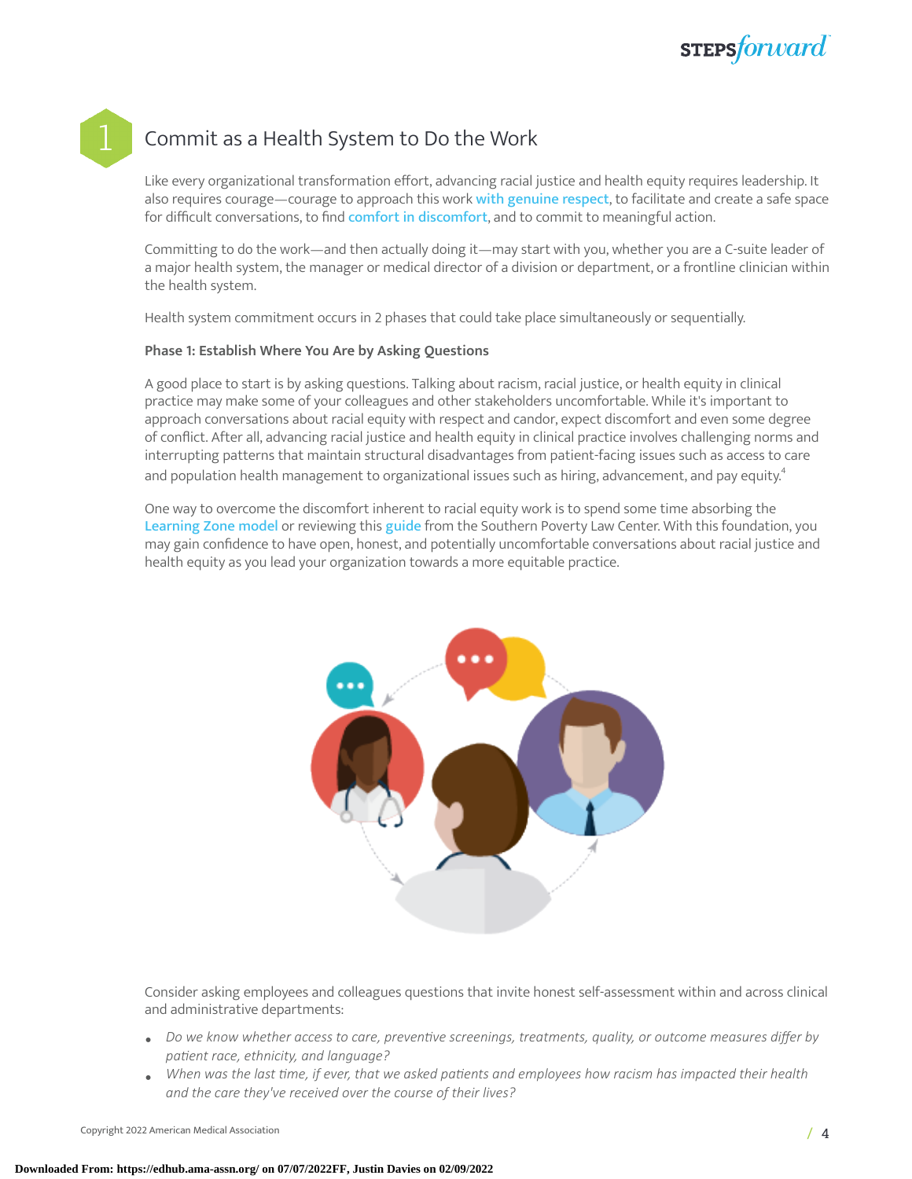# 1 Commit as a Health System to Do the Work

Like every organizational transformation effort, advancing racial justice and health equity requires leadership. It also requires courage—courage to approach this work with genuine respect, to facilitate and create a safe space for difficult conversations, to find comfort in discomfort, and to commit to meaningful action.

Committing to do the work—and then actually doing it—may start with you, whether you are a C-suite leader of a major health system, the manager or medical director of a division or department, or a frontline clinician within the health system.

Health system commitment occurs in 2 phases that could take place simultaneously or sequentially.

**Phase 1: Establish Where You Are by Asking Questions**

A good place to start is by asking questions. Talking about racism, racial justice, or health equity in clinical practice may make some of your colleagues and other stakeholders uncomfortable. While it's important to approach conversations about racial equity with respect and candor, expect discomfort and even some degree of conflict. After all, advancing racial justice and health equity in clinical practice involves challenging norms and interrupting patterns that maintain structural disadvantages from patient-facing issues such as access to care and population health management to organizational issues such as hiring, advancement, and pay equity.[4]

One way to overcome the discomfort inherent to racial equity work is to spend some time absorbing the Learning Zone model or reviewing this guide from the Southern Poverty Law Center. With this foundation, you may gain confidence to have open, honest, and potentially uncomfortable conversations about racial justice and health equity as you lead your organization towards a more equitable practice.

Consider asking employees and colleagues questions that invite honest self-assessment within and across clinical and administrative departments:

- *Do we know whether access to care, preventive screenings, treatments, quality, or outcome measures differ by patient race, ethnicity, and language?*
- *When was the last time, if ever, that we asked patients and employees how racism has impacted their health and the care they've received over the course of their lives?*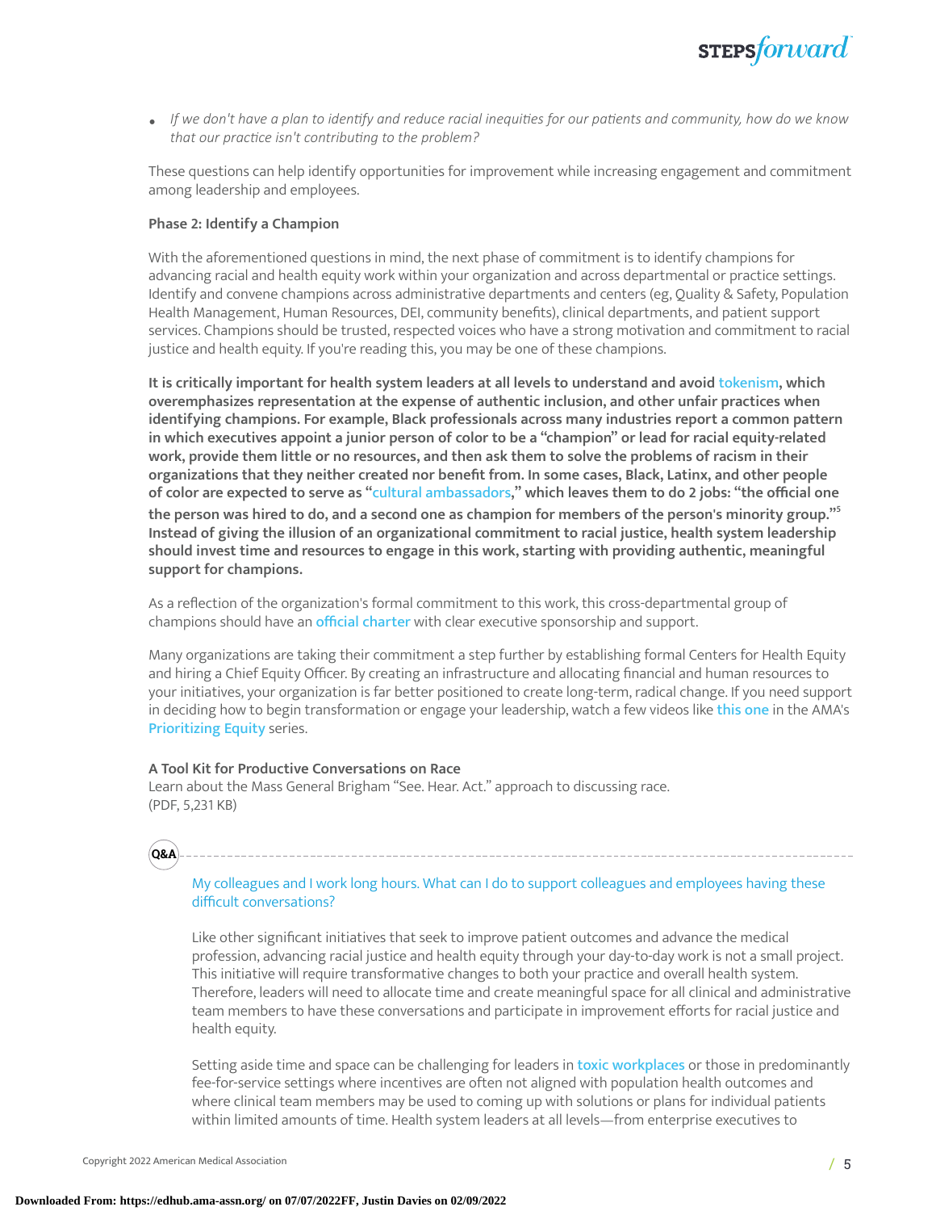- *If we don't have a plan to identify and reduce racial inequities for our patients and community, how do we know that our practice isn't contributing to the problem?*

These questions can help identify opportunities for improvement while increasing engagement and commitment among leadership and employees.

**Phase 2: Identify a Champion**

With the aforementioned questions in mind, the next phase of commitment is to identify champions for advancing racial and health equity work within your organization and across departmental or practice settings. Identify and convene champions across administrative departments and centers (eg, Quality & Safety, Population Health Management, Human Resources, DEI, community benefits), clinical departments, and patient support services. Champions should be trusted, respected voices who have a strong motivation and commitment to racial justice and health equity. If you're reading this, you may be one of these champions.

**It is critically important for health system leaders at all levels to understand and avoid tokenism, which overemphasizes representation at the expense of authentic inclusion, and other unfair practices when identifying champions. For example, Black professionals across many industries report a common pattern in which executives appoint a junior person of color to be a "champion" or lead for racial equity-related work, provide them little or no resources, and then ask them to solve the problems of racism in their organizations that they neither created nor benefit from. In some cases, Black, Latinx, and other people of color are expected to serve as "cultural ambassadors," which leaves them to do 2 jobs: "the official one the person was hired to do, and a second one as champion for members of the person's minority group."[5] Instead of giving the illusion of an organizational commitment to racial justice, health system leadership should invest time and resources to engage in this work, starting with providing authentic, meaningful support for champions.**

As a reflection of the organization's formal commitment to this work, this cross-departmental group of champions should have an official charter with clear executive sponsorship and support.

Many organizations are taking their commitment a step further by establishing formal Centers for Health Equity and hiring a Chief Equity Officer. By creating an infrastructure and allocating financial and human resources to your initiatives, your organization is far better positioned to create long-term, radical change. If you need support in deciding how to begin transformation or engage your leadership, watch a few videos like this one in the AMA's Prioritizing Equity series.

**A Tool Kit for Productive Conversations on Race**
Learn about the Mass General Brigham "See. Hear. Act." approach to discussing race.
(PDF, 5,231 KB)

**Q&A**

My colleagues and I work long hours. What can I do to support colleagues and employees having these difficult conversations?

Like other significant initiatives that seek to improve patient outcomes and advance the medical profession, advancing racial justice and health equity through your day-to-day work is not a small project. This initiative will require transformative changes to both your practice and overall health system. Therefore, leaders will need to allocate time and create meaningful space for all clinical and administrative team members to have these conversations and participate in improvement efforts for racial justice and health equity.

Setting aside time and space can be challenging for leaders in toxic workplaces or those in predominantly fee-for-service settings where incentives are often not aligned with population health outcomes and where clinical team members may be used to coming up with solutions or plans for individual patients within limited amounts of time. Health system leaders at all levels—from enterprise executives to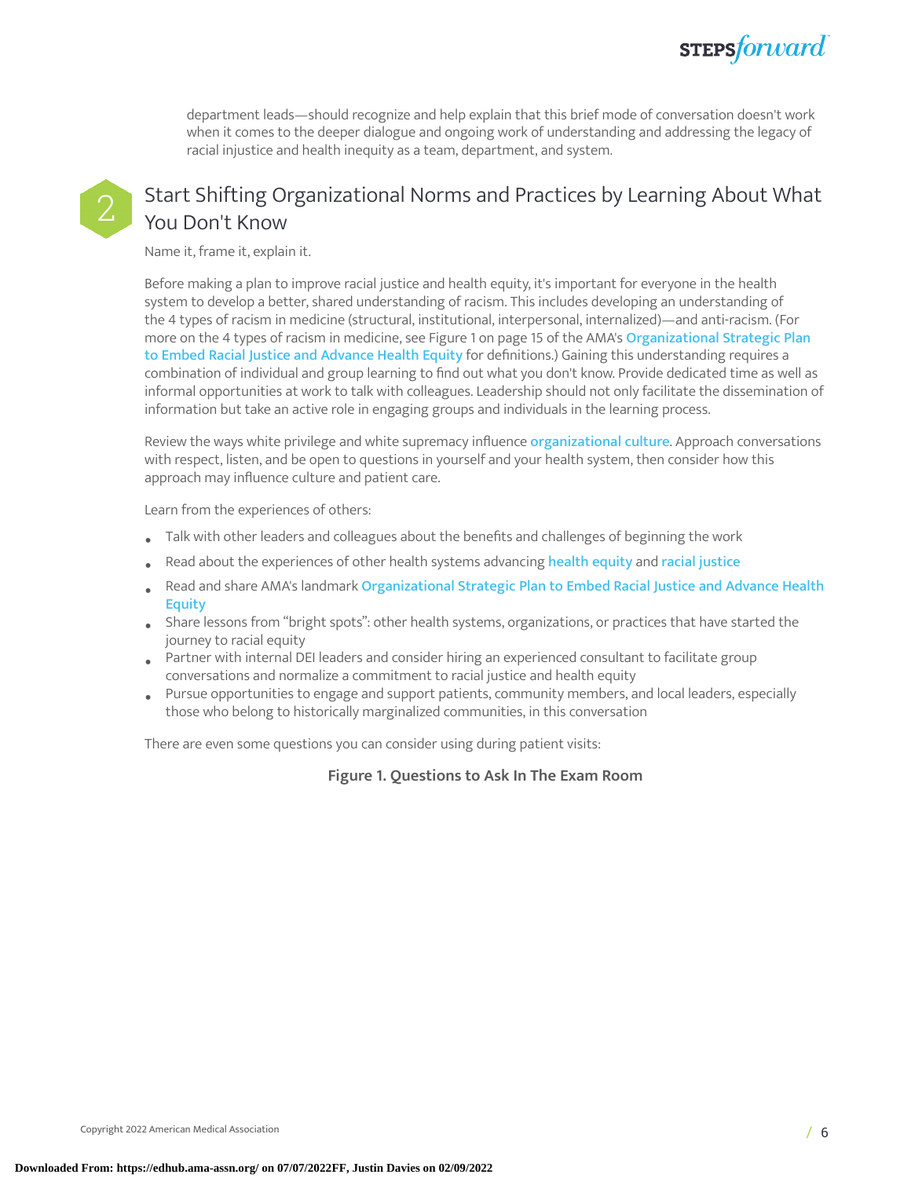department leads—should recognize and help explain that this brief mode of conversation doesn't work when it comes to the deeper dialogue and ongoing work of understanding and addressing the legacy of racial injustice and health inequity as a team, department, and system.

## 2 Start Shifting Organizational Norms and Practices by Learning About What You Don't Know

Name it, frame it, explain it.

Before making a plan to improve racial justice and health equity, it's important for everyone in the health system to develop a better, shared understanding of racism. This includes developing an understanding of the 4 types of racism in medicine (structural, institutional, interpersonal, internalized)—and anti-racism. (For more on the 4 types of racism in medicine, see Figure 1 on page 15 of the AMA's **Organizational Strategic Plan to Embed Racial Justice and Advance Health Equity** for definitions.) Gaining this understanding requires a combination of individual and group learning to find out what you don't know. Provide dedicated time as well as informal opportunities at work to talk with colleagues. Leadership should not only facilitate the dissemination of information but take an active role in engaging groups and individuals in the learning process.

Review the ways white privilege and white supremacy influence **organizational culture**. Approach conversations with respect, listen, and be open to questions in yourself and your health system, then consider how this approach may influence culture and patient care.

Learn from the experiences of others:

- Talk with other leaders and colleagues about the benefits and challenges of beginning the work
- Read about the experiences of other health systems advancing **health equity** and **racial justice**
- Read and share AMA's landmark **Organizational Strategic Plan to Embed Racial Justice and Advance Health Equity**
- Share lessons from "bright spots": other health systems, organizations, or practices that have started the journey to racial equity
- Partner with internal DEI leaders and consider hiring an experienced consultant to facilitate group conversations and normalize a commitment to racial justice and health equity
- Pursue opportunities to engage and support patients, community members, and local leaders, especially those who belong to historically marginalized communities, in this conversation

There are even some questions you can consider using during patient visits:

**Figure 1. Questions to Ask In The Exam Room**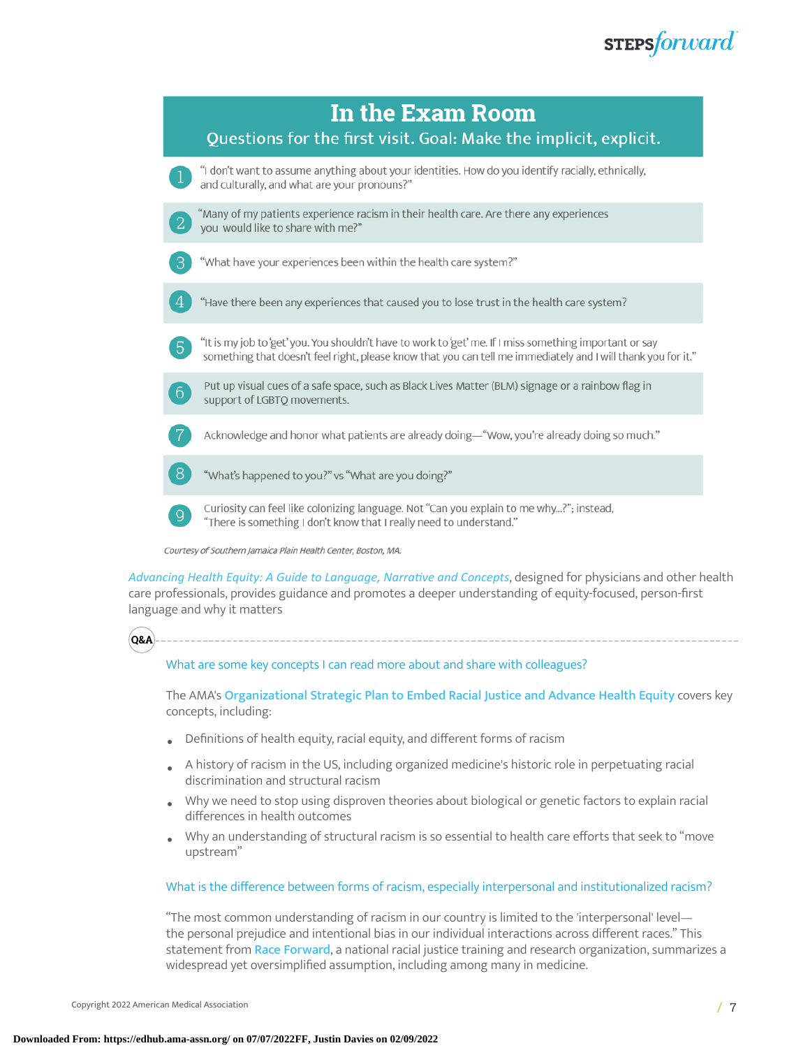## In the Exam Room

### Questions for the first visit. Goal: Make the implicit, explicit.

1. "I don't want to assume anything about your identities. How do you identify racially, ethnically, and culturally, and what are your pronouns?"
2. "Many of my patients experience racism in their health care. Are there any experiences you would like to share with me?"
3. "What have your experiences been within the health care system?"
4. "Have there been any experiences that caused you to lose trust in the health care system?
5. "It is my job to 'get' you. You shouldn't have to work to 'get' me. If I miss something important or say something that doesn't feel right, please know that you can tell me immediately and I will thank you for it."
6. Put up visual cues of a safe space, such as Black Lives Matter (BLM) signage or a rainbow flag in support of LGBTQ movements.
7. Acknowledge and honor what patients are already doing—"Wow, you're already doing so much."
8. "What's happened to you?" vs "What are you doing?"
9. Curiosity can feel like colonizing language. Not "Can you explain to me why...?"; instead, "There is something I don't know that I really need to understand."

*Courtesy of Southern Jamaica Plain Health Center, Boston, MA.*

*Advancing Health Equity: A Guide to Language, Narrative and Concepts*, designed for physicians and other health care professionals, provides guidance and promotes a deeper understanding of equity-focused, person-first language and why it matters

**Q&A**

What are some key concepts I can read more about and share with colleagues?

The AMA's **Organizational Strategic Plan to Embed Racial Justice and Advance Health Equity** covers key concepts, including:

- Definitions of health equity, racial equity, and different forms of racism
- A history of racism in the US, including organized medicine's historic role in perpetuating racial discrimination and structural racism
- Why we need to stop using disproven theories about biological or genetic factors to explain racial differences in health outcomes
- Why an understanding of structural racism is so essential to health care efforts that seek to "move upstream"

What is the difference between forms of racism, especially interpersonal and institutionalized racism?

"The most common understanding of racism in our country is limited to the 'interpersonal' level—the personal prejudice and intentional bias in our individual interactions across different races." This statement from **Race Forward**, a national racial justice training and research organization, summarizes a widespread yet oversimplified assumption, including among many in medicine.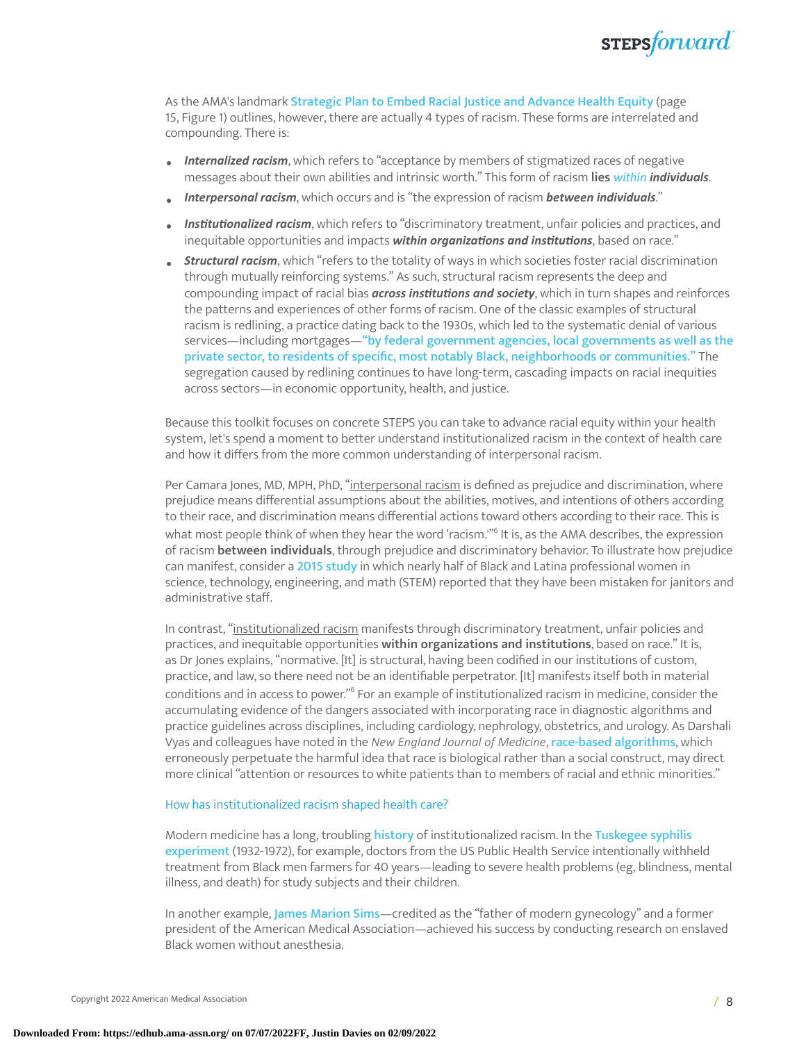As the AMA's landmark **Strategic Plan to Embed Racial Justice and Advance Health Equity** (page 15, Figure 1) outlines, however, there are actually 4 types of racism. These forms are interrelated and compounding. There is:

- ***Internalized racism***, which refers to "acceptance by members of stigmatized races of negative messages about their own abilities and intrinsic worth." This form of racism **lies** *within* ***individuals***.
- ***Interpersonal racism***, which occurs and is "the expression of racism ***between individuals***."
- ***Institutionalized racism***, which refers to "discriminatory treatment, unfair policies and practices, and inequitable opportunities and impacts ***within organizations and institutions***, based on race."
- ***Structural racism***, which "refers to the totality of ways in which societies foster racial discrimination through mutually reinforcing systems." As such, structural racism represents the deep and compounding impact of racial bias ***across institutions and society***, which in turn shapes and reinforces the patterns and experiences of other forms of racism. One of the classic examples of structural racism is redlining, a practice dating back to the 1930s, which led to the systematic denial of various services—including mortgages—**"by federal government agencies, local governments as well as the private sector, to residents of specific, most notably Black, neighborhoods or communities."** The segregation caused by redlining continues to have long-term, cascading impacts on racial inequities across sectors—in economic opportunity, health, and justice.

Because this toolkit focuses on concrete STEPS you can take to advance racial equity within your health system, let's spend a moment to better understand institutionalized racism in the context of health care and how it differs from the more common understanding of interpersonal racism.

Per Camara Jones, MD, MPH, PhD, "interpersonal racism is defined as prejudice and discrimination, where prejudice means differential assumptions about the abilities, motives, and intentions of others according to their race, and discrimination means differential actions toward others according to their race. This is what most people think of when they hear the word 'racism.'"[6] It is, as the AMA describes, the expression of racism **between individuals**, through prejudice and discriminatory behavior. To illustrate how prejudice can manifest, consider a **2015 study** in which nearly half of Black and Latina professional women in science, technology, engineering, and math (STEM) reported that they have been mistaken for janitors and administrative staff.

In contrast, "institutionalized racism manifests through discriminatory treatment, unfair policies and practices, and inequitable opportunities **within organizations and institutions**, based on race." It is, as Dr Jones explains, "normative. [It] is structural, having been codified in our institutions of custom, practice, and law, so there need not be an identifiable perpetrator. [It] manifests itself both in material conditions and in access to power."[6] For an example of institutionalized racism in medicine, consider the accumulating evidence of the dangers associated with incorporating race in diagnostic algorithms and practice guidelines across disciplines, including cardiology, nephrology, obstetrics, and urology. As Darshali Vyas and colleagues have noted in the *New England Journal of Medicine*, **race-based algorithms**, which erroneously perpetuate the harmful idea that race is biological rather than a social construct, may direct more clinical "attention or resources to white patients than to members of racial and ethnic minorities."

### How has institutionalized racism shaped health care?

Modern medicine has a long, troubling **history** of institutionalized racism. In the **Tuskegee syphilis experiment** (1932-1972), for example, doctors from the US Public Health Service intentionally withheld treatment from Black men farmers for 40 years—leading to severe health problems (eg, blindness, mental illness, and death) for study subjects and their children.

In another example, **James Marion Sims**—credited as the "father of modern gynecology" and a former president of the American Medical Association—achieved his success by conducting research on enslaved Black women without anesthesia.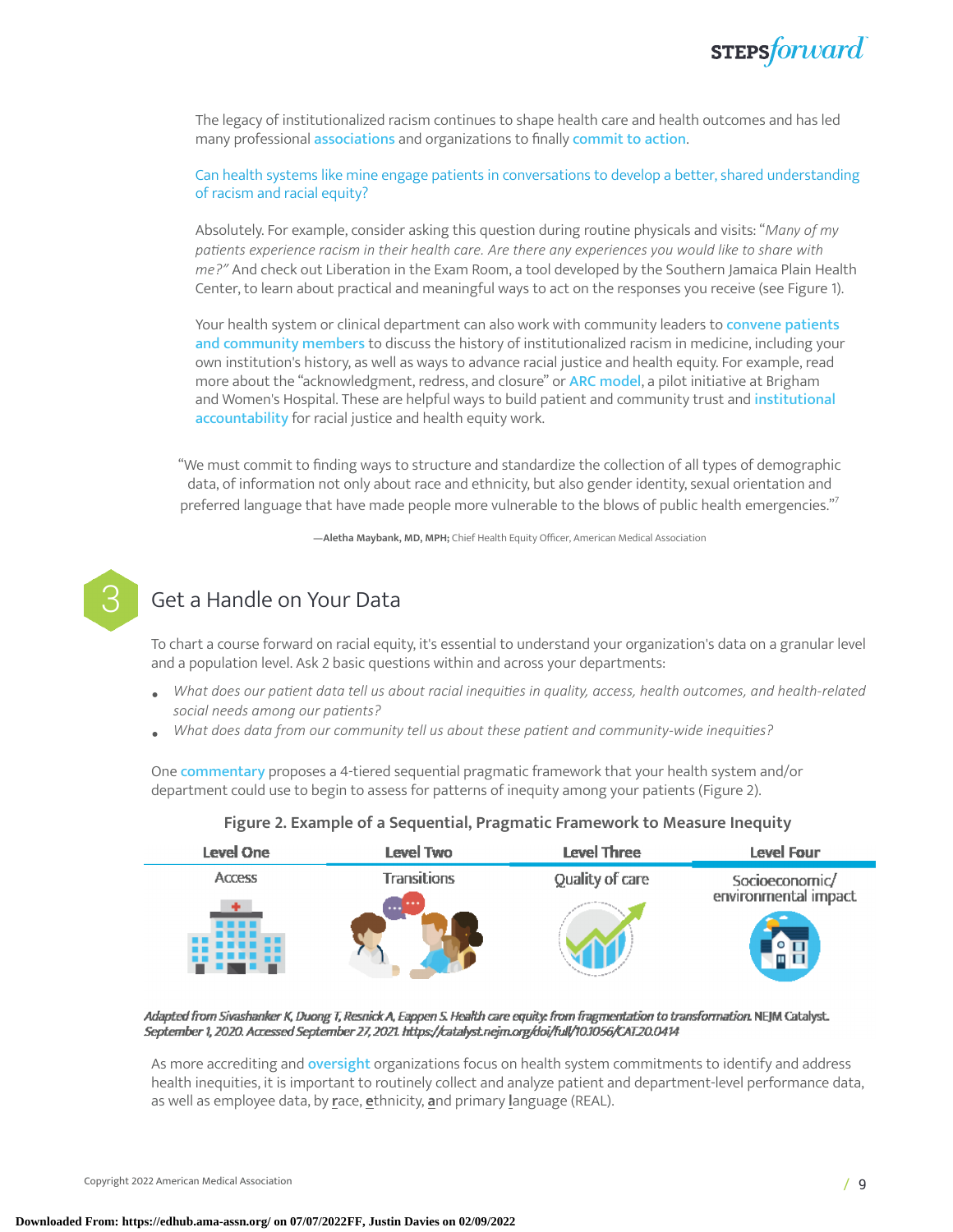The legacy of institutionalized racism continues to shape health care and health outcomes and has led many professional associations and organizations to finally commit to action.

Can health systems like mine engage patients in conversations to develop a better, shared understanding of racism and racial equity?

Absolutely. For example, consider asking this question during routine physicals and visits: "*Many of my patients experience racism in their health care. Are there any experiences you would like to share with me?*" And check out Liberation in the Exam Room, a tool developed by the Southern Jamaica Plain Health Center, to learn about practical and meaningful ways to act on the responses you receive (see Figure 1).

Your health system or clinical department can also work with community leaders to convene patients and community members to discuss the history of institutionalized racism in medicine, including your own institution's history, as well as ways to advance racial justice and health equity. For example, read more about the "acknowledgment, redress, and closure" or ARC model, a pilot initiative at Brigham and Women's Hospital. These are helpful ways to build patient and community trust and institutional accountability for racial justice and health equity work.

> "We must commit to finding ways to structure and standardize the collection of all types of demographic data, of information not only about race and ethnicity, but also gender identity, sexual orientation and preferred language that have made people more vulnerable to the blows of public health emergencies."[7]
>
> —**Aletha Maybank, MD, MPH;** Chief Health Equity Officer, American Medical Association

## 3 Get a Handle on Your Data

To chart a course forward on racial equity, it's essential to understand your organization's data on a granular level and a population level. Ask 2 basic questions within and across your departments:

- *What does our patient data tell us about racial inequities in quality, access, health outcomes, and health-related social needs among our patients?*
- *What does data from our community tell us about these patient and community-wide inequities?*

One commentary proposes a 4-tiered sequential pragmatic framework that your health system and/or department could use to begin to assess for patterns of inequity among your patients (Figure 2).

**Figure 2. Example of a Sequential, Pragmatic Framework to Measure Inequity**

| Level One | Level Two | Level Three | Level Four |
|---|---|---|---|
| Access | Transitions | Quality of care | Socioeconomic/ environmental impact |

*Adapted from Sivashanker K, Duong T, Resnick A, Eappen S. Health care equity: from fragmentation to transformation.* NEJM Catalyst. *September 1, 2020. Accessed September 27, 2021. https://catalyst.nejm.org/doi/full/10.1056/CAT.20.0414*

As more accrediting and oversight organizations focus on health system commitments to identify and address health inequities, it is important to routinely collect and analyze patient and department-level performance data, as well as employee data, by **r**ace, **e**thnicity, **a**nd primary **l**anguage (REAL).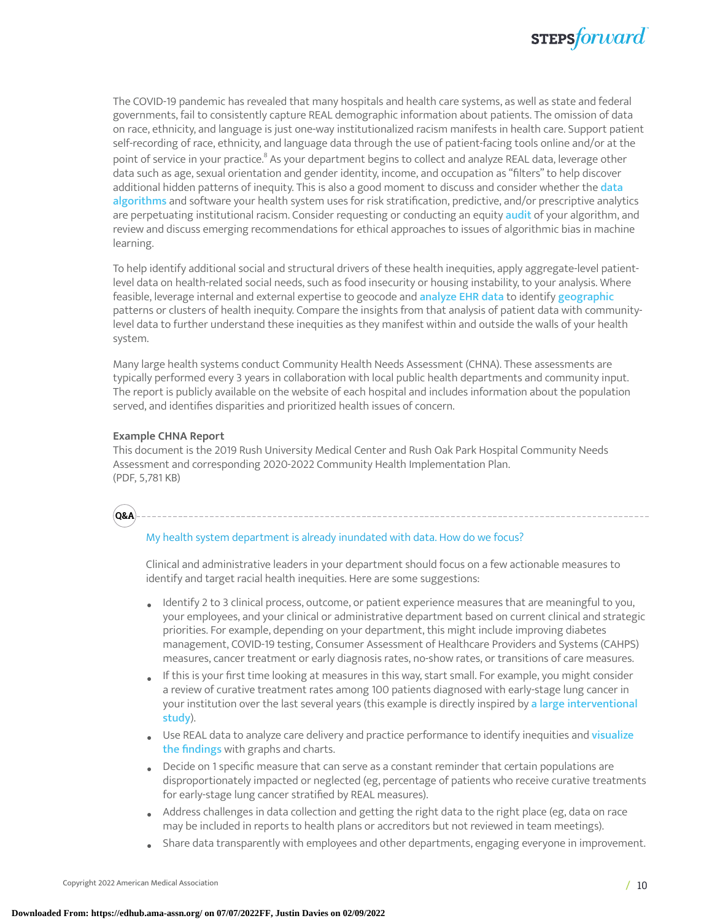The COVID-19 pandemic has revealed that many hospitals and health care systems, as well as state and federal governments, fail to consistently capture REAL demographic information about patients. The omission of data on race, ethnicity, and language is just one-way institutionalized racism manifests in health care. Support patient self-recording of race, ethnicity, and language data through the use of patient-facing tools online and/or at the point of service in your practice.[8] As your department begins to collect and analyze REAL data, leverage other data such as age, sexual orientation and gender identity, income, and occupation as "filters" to help discover additional hidden patterns of inequity. This is also a good moment to discuss and consider whether the data algorithms and software your health system uses for risk stratification, predictive, and/or prescriptive analytics are perpetuating institutional racism. Consider requesting or conducting an equity audit of your algorithm, and review and discuss emerging recommendations for ethical approaches to issues of algorithmic bias in machine learning.

To help identify additional social and structural drivers of these health inequities, apply aggregate-level patient-level data on health-related social needs, such as food insecurity or housing instability, to your analysis. Where feasible, leverage internal and external expertise to geocode and analyze EHR data to identify geographic patterns or clusters of health inequity. Compare the insights from that analysis of patient data with community-level data to further understand these inequities as they manifest within and outside the walls of your health system.

Many large health systems conduct Community Health Needs Assessment (CHNA). These assessments are typically performed every 3 years in collaboration with local public health departments and community input. The report is publicly available on the website of each hospital and includes information about the population served, and identifies disparities and prioritized health issues of concern.

**Example CHNA Report**
This document is the 2019 Rush University Medical Center and Rush Oak Park Hospital Community Needs Assessment and corresponding 2020-2022 Community Health Implementation Plan.
(PDF, 5,781 KB)

**Q&A**

My health system department is already inundated with data. How do we focus?

Clinical and administrative leaders in your department should focus on a few actionable measures to identify and target racial health inequities. Here are some suggestions:

- Identify 2 to 3 clinical process, outcome, or patient experience measures that are meaningful to you, your employees, and your clinical or administrative department based on current clinical and strategic priorities. For example, depending on your department, this might include improving diabetes management, COVID-19 testing, Consumer Assessment of Healthcare Providers and Systems (CAHPS) measures, cancer treatment or early diagnosis rates, no-show rates, or transitions of care measures.
- If this is your first time looking at measures in this way, start small. For example, you might consider a review of curative treatment rates among 100 patients diagnosed with early-stage lung cancer in your institution over the last several years (this example is directly inspired by a large interventional study).
- Use REAL data to analyze care delivery and practice performance to identify inequities and visualize the findings with graphs and charts.
- Decide on 1 specific measure that can serve as a constant reminder that certain populations are disproportionately impacted or neglected (eg, percentage of patients who receive curative treatments for early-stage lung cancer stratified by REAL measures).
- Address challenges in data collection and getting the right data to the right place (eg, data on race may be included in reports to health plans or accreditors but not reviewed in team meetings).
- Share data transparently with employees and other departments, engaging everyone in improvement.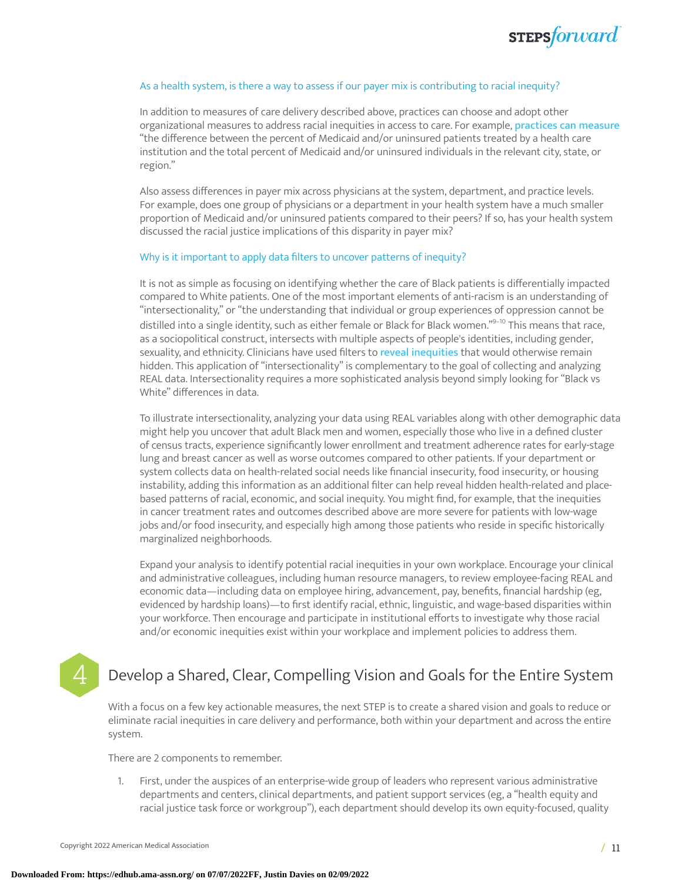### As a health system, is there a way to assess if our payer mix is contributing to racial inequity?

In addition to measures of care delivery described above, practices can choose and adopt other organizational measures to address racial inequities in access to care. For example, practices can measure "the difference between the percent of Medicaid and/or uninsured patients treated by a health care institution and the total percent of Medicaid and/or uninsured individuals in the relevant city, state, or region."

Also assess differences in payer mix across physicians at the system, department, and practice levels. For example, does one group of physicians or a department in your health system have a much smaller proportion of Medicaid and/or uninsured patients compared to their peers? If so, has your health system discussed the racial justice implications of this disparity in payer mix?

### Why is it important to apply data filters to uncover patterns of inequity?

It is not as simple as focusing on identifying whether the care of Black patients is differentially impacted compared to White patients. One of the most important elements of anti-racism is an understanding of "intersectionality," or "the understanding that individual or group experiences of oppression cannot be distilled into a single identity, such as either female or Black for Black women."[9–10] This means that race, as a sociopolitical construct, intersects with multiple aspects of people's identities, including gender, sexuality, and ethnicity. Clinicians have used filters to reveal inequities that would otherwise remain hidden. This application of "intersectionality" is complementary to the goal of collecting and analyzing REAL data. Intersectionality requires a more sophisticated analysis beyond simply looking for "Black vs White" differences in data.

To illustrate intersectionality, analyzing your data using REAL variables along with other demographic data might help you uncover that adult Black men and women, especially those who live in a defined cluster of census tracts, experience significantly lower enrollment and treatment adherence rates for early-stage lung and breast cancer as well as worse outcomes compared to other patients. If your department or system collects data on health-related social needs like financial insecurity, food insecurity, or housing instability, adding this information as an additional filter can help reveal hidden health-related and place-based patterns of racial, economic, and social inequity. You might find, for example, that the inequities in cancer treatment rates and outcomes described above are more severe for patients with low-wage jobs and/or food insecurity, and especially high among those patients who reside in specific historically marginalized neighborhoods.

Expand your analysis to identify potential racial inequities in your own workplace. Encourage your clinical and administrative colleagues, including human resource managers, to review employee-facing REAL and economic data—including data on employee hiring, advancement, pay, benefits, financial hardship (eg, evidenced by hardship loans)—to first identify racial, ethnic, linguistic, and wage-based disparities within your workforce. Then encourage and participate in institutional efforts to investigate why those racial and/or economic inequities exist within your workplace and implement policies to address them.

## 4 Develop a Shared, Clear, Compelling Vision and Goals for the Entire System

With a focus on a few key actionable measures, the next STEP is to create a shared vision and goals to reduce or eliminate racial inequities in care delivery and performance, both within your department and across the entire system.

There are 2 components to remember.

1. First, under the auspices of an enterprise-wide group of leaders who represent various administrative departments and centers, clinical departments, and patient support services (eg, a "health equity and racial justice task force or workgroup"), each department should develop its own equity-focused, quality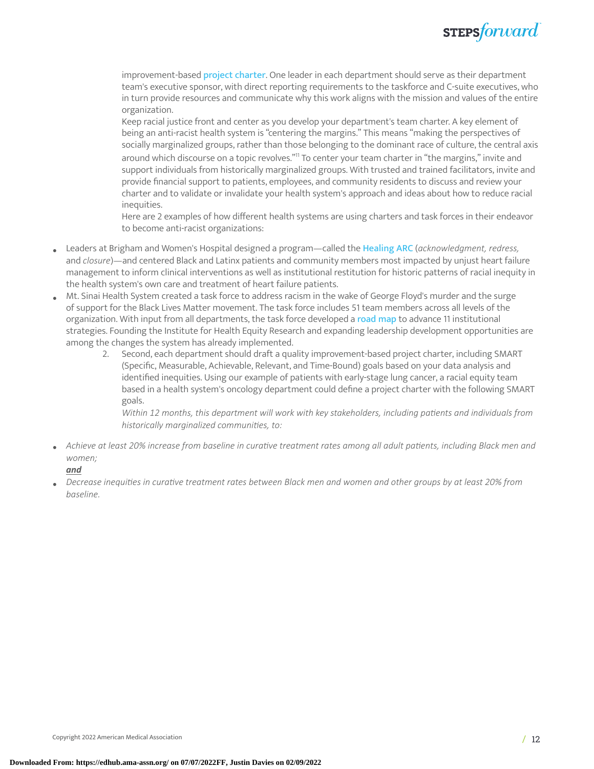improvement-based project charter. One leader in each department should serve as their department team's executive sponsor, with direct reporting requirements to the taskforce and C-suite executives, who in turn provide resources and communicate why this work aligns with the mission and values of the entire organization.

Keep racial justice front and center as you develop your department's team charter. A key element of being an anti-racist health system is "centering the margins." This means "making the perspectives of socially marginalized groups, rather than those belonging to the dominant race of culture, the central axis around which discourse on a topic revolves."[11] To center your team charter in "the margins," invite and support individuals from historically marginalized groups. With trusted and trained facilitators, invite and provide financial support to patients, employees, and community residents to discuss and review your charter and to validate or invalidate your health system's approach and ideas about how to reduce racial inequities.

Here are 2 examples of how different health systems are using charters and task forces in their endeavor to become anti-racist organizations:

- Leaders at Brigham and Women's Hospital designed a program—called the Healing ARC (*acknowledgment, redress,* and *closure*)—and centered Black and Latinx patients and community members most impacted by unjust heart failure management to inform clinical interventions as well as institutional restitution for historic patterns of racial inequity in the health system's own care and treatment of heart failure patients.
- Mt. Sinai Health System created a task force to address racism in the wake of George Floyd's murder and the surge of support for the Black Lives Matter movement. The task force includes 51 team members across all levels of the organization. With input from all departments, the task force developed a road map to advance 11 institutional strategies. Founding the Institute for Health Equity Research and expanding leadership development opportunities are among the changes the system has already implemented.

2. Second, each department should draft a quality improvement-based project charter, including SMART (Specific, Measurable, Achievable, Relevant, and Time-Bound) goals based on your data analysis and identified inequities. Using our example of patients with early-stage lung cancer, a racial equity team based in a health system's oncology department could define a project charter with the following SMART goals.

   *Within 12 months, this department will work with key stakeholders, including patients and individuals from historically marginalized communities, to:*

- *Achieve at least 20% increase from baseline in curative treatment rates among all adult patients, including Black men and women;*

  ***and***
- *Decrease inequities in curative treatment rates between Black men and women and other groups by at least 20% from baseline.*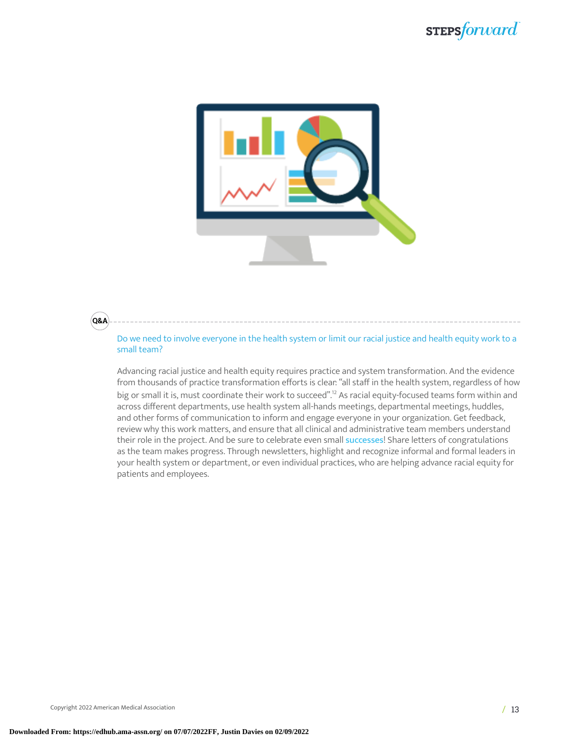**Q&A**

Do we need to involve everyone in the health system or limit our racial justice and health equity work to a small team?

Advancing racial justice and health equity requires practice and system transformation. And the evidence from thousands of practice transformation efforts is clear: "all staff in the health system, regardless of how big or small it is, must coordinate their work to succeed".[12] As racial equity-focused teams form within and across different departments, use health system all-hands meetings, departmental meetings, huddles, and other forms of communication to inform and engage everyone in your organization. Get feedback, review why this work matters, and ensure that all clinical and administrative team members understand their role in the project. And be sure to celebrate even small successes! Share letters of congratulations as the team makes progress. Through newsletters, highlight and recognize informal and formal leaders in your health system or department, or even individual practices, who are helping advance racial equity for patients and employees.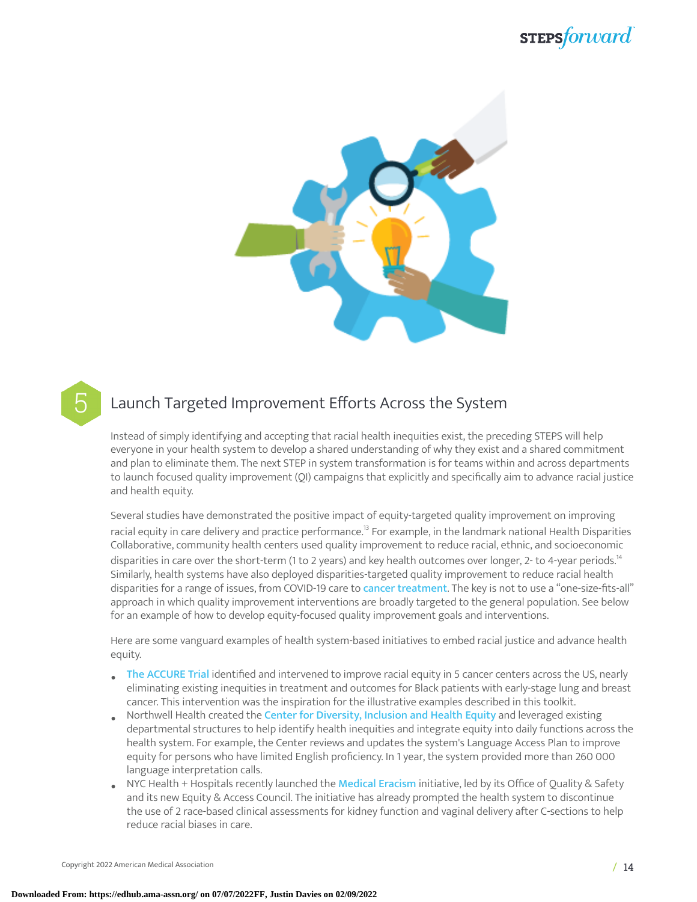## 5 Launch Targeted Improvement Efforts Across the System

Instead of simply identifying and accepting that racial health inequities exist, the preceding STEPS will help everyone in your health system to develop a shared understanding of why they exist and a shared commitment and plan to eliminate them. The next STEP in system transformation is for teams within and across departments to launch focused quality improvement (QI) campaigns that explicitly and specifically aim to advance racial justice and health equity.

Several studies have demonstrated the positive impact of equity-targeted quality improvement on improving racial equity in care delivery and practice performance.[13] For example, in the landmark national Health Disparities Collaborative, community health centers used quality improvement to reduce racial, ethnic, and socioeconomic disparities in care over the short-term (1 to 2 years) and key health outcomes over longer, 2- to 4-year periods.[14] Similarly, health systems have also deployed disparities-targeted quality improvement to reduce racial health disparities for a range of issues, from COVID-19 care to cancer treatment. The key is not to use a "one-size-fits-all" approach in which quality improvement interventions are broadly targeted to the general population. See below for an example of how to develop equity-focused quality improvement goals and interventions.

Here are some vanguard examples of health system-based initiatives to embed racial justice and advance health equity.

- The ACCURE Trial identified and intervened to improve racial equity in 5 cancer centers across the US, nearly eliminating existing inequities in treatment and outcomes for Black patients with early-stage lung and breast cancer. This intervention was the inspiration for the illustrative examples described in this toolkit.
- Northwell Health created the Center for Diversity, Inclusion and Health Equity and leveraged existing departmental structures to help identify health inequities and integrate equity into daily functions across the health system. For example, the Center reviews and updates the system's Language Access Plan to improve equity for persons who have limited English proficiency. In 1 year, the system provided more than 260 000 language interpretation calls.
- NYC Health + Hospitals recently launched the Medical Eracism initiative, led by its Office of Quality & Safety and its new Equity & Access Council. The initiative has already prompted the health system to discontinue the use of 2 race-based clinical assessments for kidney function and vaginal delivery after C-sections to help reduce racial biases in care.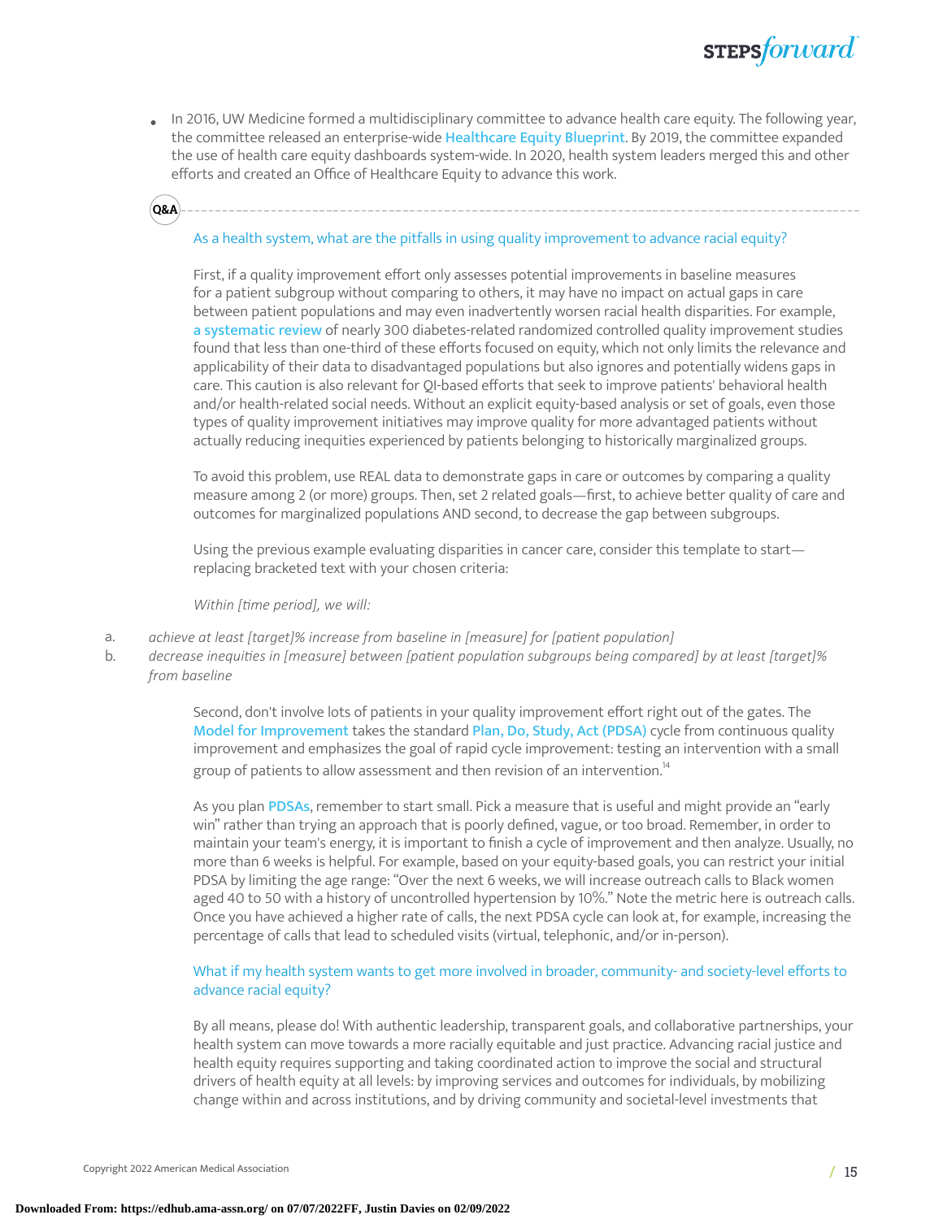- In 2016, UW Medicine formed a multidisciplinary committee to advance health care equity. The following year, the committee released an enterprise-wide Healthcare Equity Blueprint. By 2019, the committee expanded the use of health care equity dashboards system-wide. In 2020, health system leaders merged this and other efforts and created an Office of Healthcare Equity to advance this work.

**Q&A**

As a health system, what are the pitfalls in using quality improvement to advance racial equity?

First, if a quality improvement effort only assesses potential improvements in baseline measures for a patient subgroup without comparing to others, it may have no impact on actual gaps in care between patient populations and may even inadvertently worsen racial health disparities. For example, a systematic review of nearly 300 diabetes-related randomized controlled quality improvement studies found that less than one-third of these efforts focused on equity, which not only limits the relevance and applicability of their data to disadvantaged populations but also ignores and potentially widens gaps in care. This caution is also relevant for QI-based efforts that seek to improve patients' behavioral health and/or health-related social needs. Without an explicit equity-based analysis or set of goals, even those types of quality improvement initiatives may improve quality for more advantaged patients without actually reducing inequities experienced by patients belonging to historically marginalized groups.

To avoid this problem, use REAL data to demonstrate gaps in care or outcomes by comparing a quality measure among 2 (or more) groups. Then, set 2 related goals—first, to achieve better quality of care and outcomes for marginalized populations AND second, to decrease the gap between subgroups.

Using the previous example evaluating disparities in cancer care, consider this template to start—replacing bracketed text with your chosen criteria:

*Within [time period], we will:*

a. *achieve at least [target]% increase from baseline in [measure] for [patient population]*
b. *decrease inequities in [measure] between [patient population subgroups being compared] by at least [target]% from baseline*

Second, don't involve lots of patients in your quality improvement effort right out of the gates. The Model for Improvement takes the standard Plan, Do, Study, Act (PDSA) cycle from continuous quality improvement and emphasizes the goal of rapid cycle improvement: testing an intervention with a small group of patients to allow assessment and then revision of an intervention.[14]

As you plan PDSAs, remember to start small. Pick a measure that is useful and might provide an "early win" rather than trying an approach that is poorly defined, vague, or too broad. Remember, in order to maintain your team's energy, it is important to finish a cycle of improvement and then analyze. Usually, no more than 6 weeks is helpful. For example, based on your equity-based goals, you can restrict your initial PDSA by limiting the age range: "Over the next 6 weeks, we will increase outreach calls to Black women aged 40 to 50 with a history of uncontrolled hypertension by 10%." Note the metric here is outreach calls. Once you have achieved a higher rate of calls, the next PDSA cycle can look at, for example, increasing the percentage of calls that lead to scheduled visits (virtual, telephonic, and/or in-person).

What if my health system wants to get more involved in broader, community- and society-level efforts to advance racial equity?

By all means, please do! With authentic leadership, transparent goals, and collaborative partnerships, your health system can move towards a more racially equitable and just practice. Advancing racial justice and health equity requires supporting and taking coordinated action to improve the social and structural drivers of health equity at all levels: by improving services and outcomes for individuals, by mobilizing change within and across institutions, and by driving community and societal-level investments that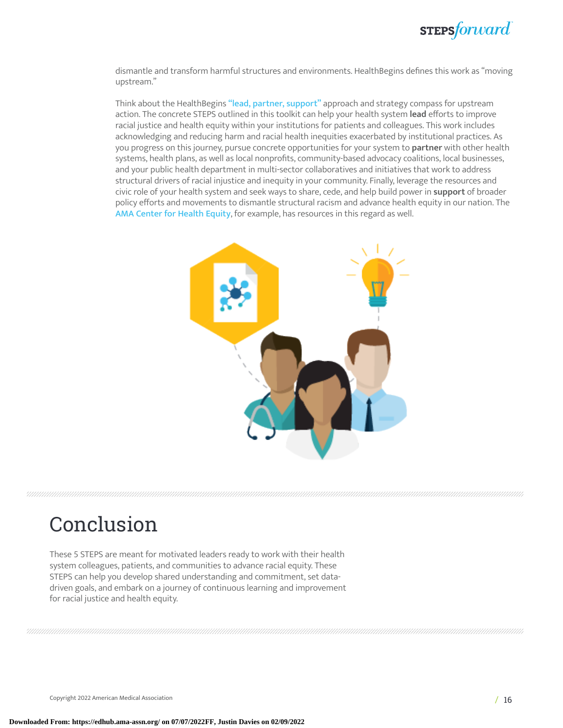dismantle and transform harmful structures and environments. HealthBegins defines this work as "moving upstream."

Think about the HealthBegins "lead, partner, support" approach and strategy compass for upstream action. The concrete STEPS outlined in this toolkit can help your health system **lead** efforts to improve racial justice and health equity within your institutions for patients and colleagues. This work includes acknowledging and reducing harm and racial health inequities exacerbated by institutional practices. As you progress on this journey, pursue concrete opportunities for your system to **partner** with other health systems, health plans, as well as local nonprofits, community-based advocacy coalitions, local businesses, and your public health department in multi-sector collaboratives and initiatives that work to address structural drivers of racial injustice and inequity in your community. Finally, leverage the resources and civic role of your health system and seek ways to share, cede, and help build power in **support** of broader policy efforts and movements to dismantle structural racism and advance health equity in our nation. The AMA Center for Health Equity, for example, has resources in this regard as well.

# Conclusion

These 5 STEPS are meant for motivated leaders ready to work with their health system colleagues, patients, and communities to advance racial equity. These STEPS can help you develop shared understanding and commitment, set data-driven goals, and embark on a journey of continuous learning and improvement for racial justice and health equity.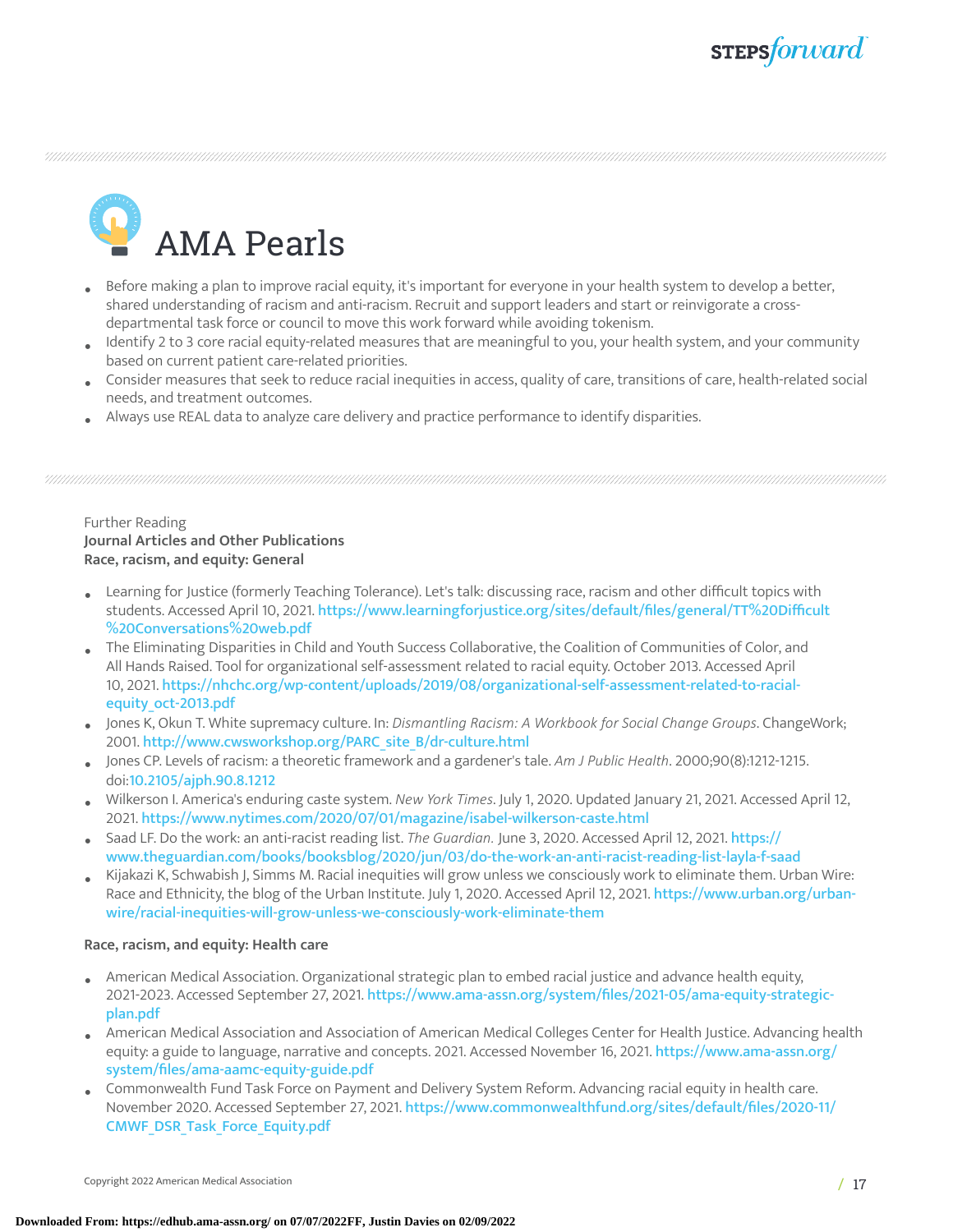# AMA Pearls

- Before making a plan to improve racial equity, it's important for everyone in your health system to develop a better, shared understanding of racism and anti-racism. Recruit and support leaders and start or reinvigorate a cross-departmental task force or council to move this work forward while avoiding tokenism.
- Identify 2 to 3 core racial equity-related measures that are meaningful to you, your health system, and your community based on current patient care-related priorities.
- Consider measures that seek to reduce racial inequities in access, quality of care, transitions of care, health-related social needs, and treatment outcomes.
- Always use REAL data to analyze care delivery and practice performance to identify disparities.

Further Reading

**Journal Articles and Other Publications**

**Race, racism, and equity: General**

- Learning for Justice (formerly Teaching Tolerance). Let's talk: discussing race, racism and other difficult topics with students. Accessed April 10, 2021. https://www.learningforjustice.org/sites/default/files/general/TT%20Difficult%20Conversations%20web.pdf
- The Eliminating Disparities in Child and Youth Success Collaborative, the Coalition of Communities of Color, and All Hands Raised. Tool for organizational self-assessment related to racial equity. October 2013. Accessed April 10, 2021. https://nhchc.org/wp-content/uploads/2019/08/organizational-self-assessment-related-to-racial-equity_oct-2013.pdf
- Jones K, Okun T. White supremacy culture. In: *Dismantling Racism: A Workbook for Social Change Groups*. ChangeWork; 2001. http://www.cwsworkshop.org/PARC_site_B/dr-culture.html
- Jones CP. Levels of racism: a theoretic framework and a gardener's tale. *Am J Public Health*. 2000;90(8):1212-1215. doi:10.2105/ajph.90.8.1212
- Wilkerson I. America's enduring caste system. *New York Times*. July 1, 2020. Updated January 21, 2021. Accessed April 12, 2021. https://www.nytimes.com/2020/07/01/magazine/isabel-wilkerson-caste.html
- Saad LF. Do the work: an anti-racist reading list. *The Guardian*. June 3, 2020. Accessed April 12, 2021. https://www.theguardian.com/books/booksblog/2020/jun/03/do-the-work-an-anti-racist-reading-list-layla-f-saad
- Kijakazi K, Schwabish J, Simms M. Racial inequities will grow unless we consciously work to eliminate them. Urban Wire: Race and Ethnicity, the blog of the Urban Institute. July 1, 2020. Accessed April 12, 2021. https://www.urban.org/urban-wire/racial-inequities-will-grow-unless-we-consciously-work-eliminate-them

**Race, racism, and equity: Health care**

- American Medical Association. Organizational strategic plan to embed racial justice and advance health equity, 2021-2023. Accessed September 27, 2021. https://www.ama-assn.org/system/files/2021-05/ama-equity-strategic-plan.pdf
- American Medical Association and Association of American Medical Colleges Center for Health Justice. Advancing health equity: a guide to language, narrative and concepts. 2021. Accessed November 16, 2021. https://www.ama-assn.org/system/files/ama-aamc-equity-guide.pdf
- Commonwealth Fund Task Force on Payment and Delivery System Reform. Advancing racial equity in health care. November 2020. Accessed September 27, 2021. https://www.commonwealthfund.org/sites/default/files/2020-11/CMWF_DSR_Task_Force_Equity.pdf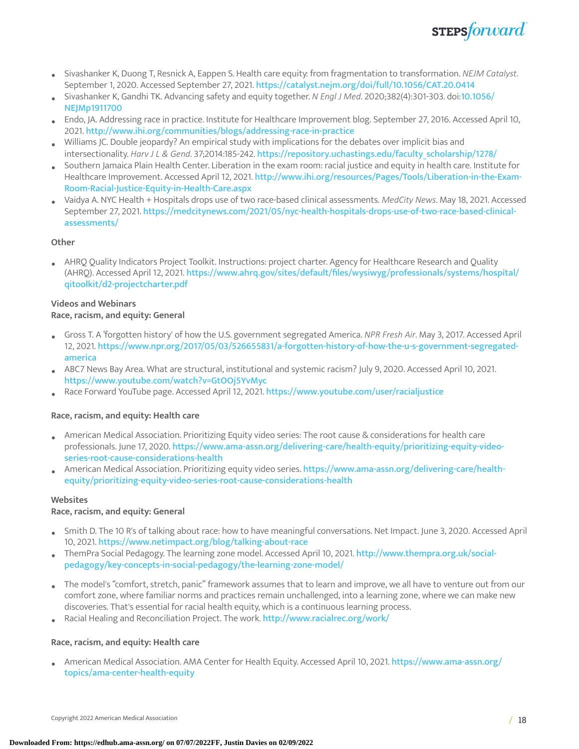- Sivashanker K, Duong T, Resnick A, Eappen S. Health care equity: from fragmentation to transformation. *NEJM Catalyst*. September 1, 2020. Accessed September 27, 2021. https://catalyst.nejm.org/doi/full/10.1056/CAT.20.0414
- Sivashanker K, Gandhi TK. Advancing safety and equity together. *N Engl J Med*. 2020;382(4):301-303. doi:10.1056/NEJMp1911700
- Endo, JA. Addressing race in practice. Institute for Healthcare Improvement blog. September 27, 2016. Accessed April 10, 2021. http://www.ihi.org/communities/blogs/addressing-race-in-practice
- Williams JC. Double jeopardy? An empirical study with implications for the debates over implicit bias and intersectionality. *Harv J L & Gend*. 37;2014:185-242. https://repository.uchastings.edu/faculty_scholarship/1278/
- Southern Jamaica Plain Health Center. Liberation in the exam room: racial justice and equity in health care. Institute for Healthcare Improvement. Accessed April 12, 2021. http://www.ihi.org/resources/Pages/Tools/Liberation-in-the-Exam-Room-Racial-Justice-Equity-in-Health-Care.aspx
- Vaidya A. NYC Health + Hospitals drops use of two race-based clinical assessments. *MedCity News*. May 18, 2021. Accessed September 27, 2021. https://medcitynews.com/2021/05/nyc-health-hospitals-drops-use-of-two-race-based-clinical-assessments/

**Other**

- AHRQ Quality Indicators Project Toolkit. Instructions: project charter. Agency for Healthcare Research and Quality (AHRQ). Accessed April 12, 2021. https://www.ahrq.gov/sites/default/files/wysiwyg/professionals/systems/hospital/qitoolkit/d2-projectcharter.pdf

**Videos and Webinars**

**Race, racism, and equity: General**

- Gross T. A 'forgotten history' of how the U.S. government segregated America. *NPR Fresh Air*. May 3, 2017. Accessed April 12, 2021. https://www.npr.org/2017/05/03/526655831/a-forgotten-history-of-how-the-u-s-government-segregated-america
- ABC7 News Bay Area. What are structural, institutional and systemic racism? July 9, 2020. Accessed April 10, 2021. https://www.youtube.com/watch?v=GtOOj5YvMyc
- Race Forward YouTube page. Accessed April 12, 2021. https://www.youtube.com/user/racialjustice

**Race, racism, and equity: Health care**

- American Medical Association. Prioritizing Equity video series: The root cause & considerations for health care professionals. June 17, 2020. https://www.ama-assn.org/delivering-care/health-equity/prioritizing-equity-video-series-root-cause-considerations-health
- American Medical Association. Prioritizing equity video series. https://www.ama-assn.org/delivering-care/health-equity/prioritizing-equity-video-series-root-cause-considerations-health

**Websites**

**Race, racism, and equity: General**

- Smith D. The 10 R's of talking about race: how to have meaningful conversations. Net Impact. June 3, 2020. Accessed April 10, 2021. https://www.netimpact.org/blog/talking-about-race
- ThemPra Social Pedagogy. The learning zone model. Accessed April 10, 2021. http://www.thempra.org.uk/social-pedagogy/key-concepts-in-social-pedagogy/the-learning-zone-model/

- The model's "comfort, stretch, panic" framework assumes that to learn and improve, we all have to venture out from our comfort zone, where familiar norms and practices remain unchallenged, into a learning zone, where we can make new discoveries. That's essential for racial health equity, which is a continuous learning process.
- Racial Healing and Reconciliation Project. The work. http://www.racialrec.org/work/

**Race, racism, and equity: Health care**

- American Medical Association. AMA Center for Health Equity. Accessed April 10, 2021. https://www.ama-assn.org/topics/ama-center-health-equity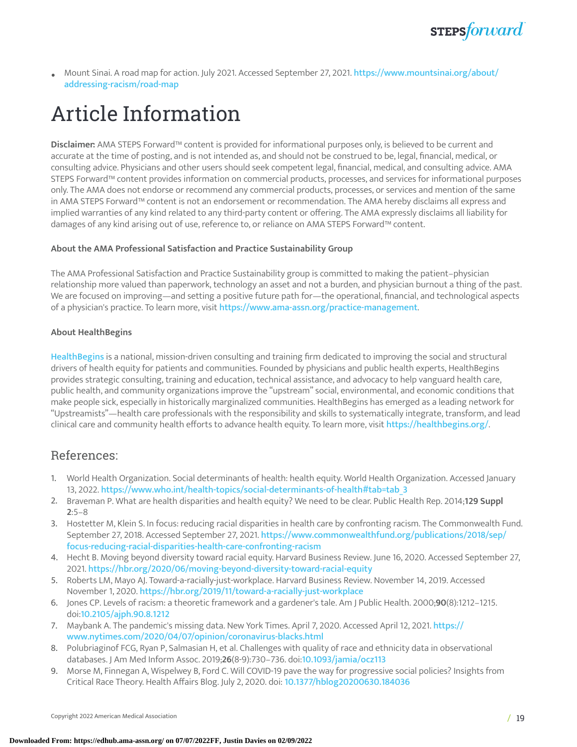- Mount Sinai. A road map for action. July 2021. Accessed September 27, 2021. https://www.mountsinai.org/about/addressing-racism/road-map

# Article Information

**Disclaimer:** AMA STEPS Forward™ content is provided for informational purposes only, is believed to be current and accurate at the time of posting, and is not intended as, and should not be construed to be, legal, financial, medical, or consulting advice. Physicians and other users should seek competent legal, financial, medical, and consulting advice. AMA STEPS Forward™ content provides information on commercial products, processes, and services for informational purposes only. The AMA does not endorse or recommend any commercial products, processes, or services and mention of the same in AMA STEPS Forward™ content is not an endorsement or recommendation. The AMA hereby disclaims all express and implied warranties of any kind related to any third-party content or offering. The AMA expressly disclaims all liability for damages of any kind arising out of use, reference to, or reliance on AMA STEPS Forward™ content.

**About the AMA Professional Satisfaction and Practice Sustainability Group**

The AMA Professional Satisfaction and Practice Sustainability group is committed to making the patient–physician relationship more valued than paperwork, technology an asset and not a burden, and physician burnout a thing of the past. We are focused on improving—and setting a positive future path for—the operational, financial, and technological aspects of a physician's practice. To learn more, visit https://www.ama-assn.org/practice-management.

**About HealthBegins**

HealthBegins is a national, mission-driven consulting and training firm dedicated to improving the social and structural drivers of health equity for patients and communities. Founded by physicians and public health experts, HealthBegins provides strategic consulting, training and education, technical assistance, and advocacy to help vanguard health care, public health, and community organizations improve the "upstream" social, environmental, and economic conditions that make people sick, especially in historically marginalized communities. HealthBegins has emerged as a leading network for "Upstreamists"—health care professionals with the responsibility and skills to systematically integrate, transform, and lead clinical care and community health efforts to advance health equity. To learn more, visit https://healthbegins.org/.

## References:

1. World Health Organization. Social determinants of health: health equity. World Health Organization. Accessed January 13, 2022. https://www.who.int/health-topics/social-determinants-of-health#tab=tab_3
2. Braveman P. What are health disparities and health equity? We need to be clear. Public Health Rep. 2014;**129 Suppl 2**:5–8
3. Hostetter M, Klein S. In focus: reducing racial disparities in health care by confronting racism. The Commonwealth Fund. September 27, 2018. Accessed September 27, 2021. https://www.commonwealthfund.org/publications/2018/sep/focus-reducing-racial-disparities-health-care-confronting-racism
4. Hecht B. Moving beyond diversity toward racial equity. Harvard Business Review. June 16, 2020. Accessed September 27, 2021. https://hbr.org/2020/06/moving-beyond-diversity-toward-racial-equity
5. Roberts LM, Mayo AJ. Toward-a-racially-just-workplace. Harvard Business Review. November 14, 2019. Accessed November 1, 2020. https://hbr.org/2019/11/toward-a-racially-just-workplace
6. Jones CP. Levels of racism: a theoretic framework and a gardener's tale. Am J Public Health. 2000;**90**(8):1212–1215. doi:10.2105/ajph.90.8.1212
7. Maybank A. The pandemic's missing data. New York Times. April 7, 2020. Accessed April 12, 2021. https://www.nytimes.com/2020/04/07/opinion/coronavirus-blacks.html
8. Polubriaginof FCG, Ryan P, Salmasian H, et al. Challenges with quality of race and ethnicity data in observational databases. J Am Med Inform Assoc. 2019;**26**(8-9):730–736. doi:10.1093/jamia/ocz113
9. Morse M, Finnegan A, Wispelwey B, Ford C. Will COVID-19 pave the way for progressive social policies? Insights from Critical Race Theory. Health Affairs Blog. July 2, 2020. doi: 10.1377/hblog20200630.184036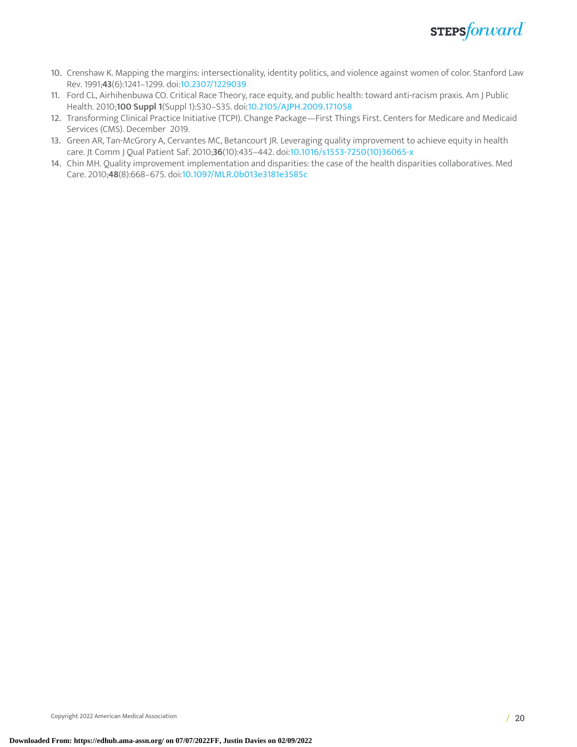10. Crenshaw K. Mapping the margins: intersectionality, identity politics, and violence against women of color. Stanford Law Rev. 1991;**43**(6):1241–1299. doi:10.2307/1229039
11. Ford CL, Airhihenbuwa CO. Critical Race Theory, race equity, and public health: toward anti-racism praxis. Am J Public Health. 2010;**100 Suppl 1**(Suppl 1):S30–S35. doi:10.2105/AJPH.2009.171058
12. Transforming Clinical Practice Initiative (TCPI). Change Package—First Things First. Centers for Medicare and Medicaid Services (CMS). December 2019.
13. Green AR, Tan-McGrory A, Cervantes MC, Betancourt JR. Leveraging quality improvement to achieve equity in health care. Jt Comm J Qual Patient Saf. 2010;**36**(10):435–442. doi:10.1016/s1553-7250(10)36065-x
14. Chin MH. Quality improvement implementation and disparities: the case of the health disparities collaboratives. Med Care. 2010;**48**(8):668–675. doi:10.1097/MLR.0b013e3181e3585c